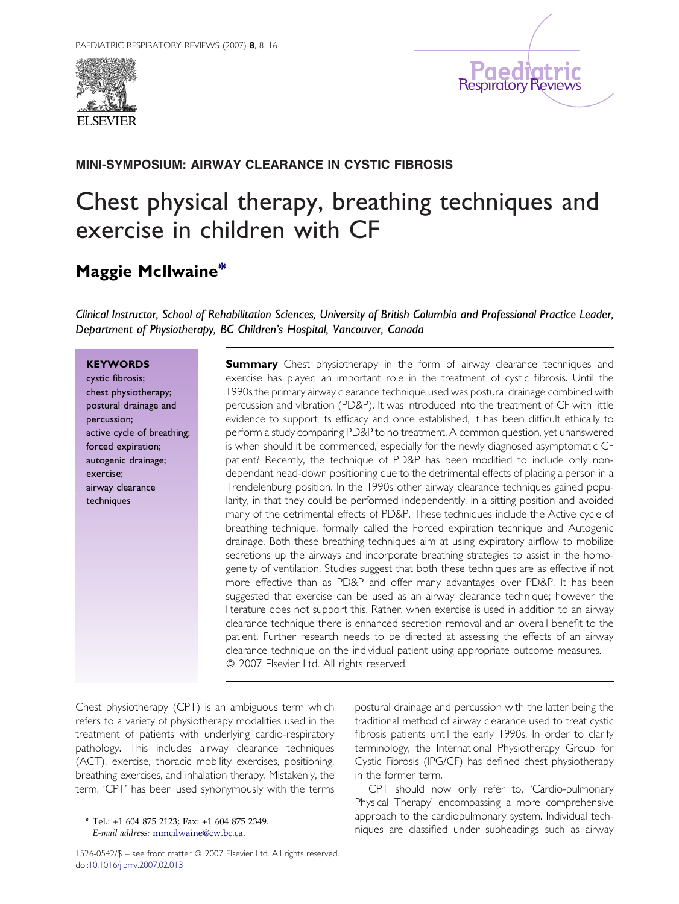**MINI-SYMPOSIUM: AIRWAY CLEARANCE IN CYSTIC FIBROSIS**

# Chest physical therapy, breathing techniques and exercise in children with CF

**Maggie McIlwaine***

*Clinical Instructor, School of Rehabilitation Sciences, University of British Columbia and Professional Practice Leader, Department of Physiotherapy, BC Children's Hospital, Vancouver, Canada*

**KEYWORDS**
cystic fibrosis;
chest physiotherapy;
postural drainage and percussion;
active cycle of breathing;
forced expiration;
autogenic drainage;
exercise;
airway clearance techniques

**Summary** Chest physiotherapy in the form of airway clearance techniques and exercise has played an important role in the treatment of cystic fibrosis. Until the 1990s the primary airway clearance technique used was postural drainage combined with percussion and vibration (PD&P). It was introduced into the treatment of CF with little evidence to support its efficacy and once established, it has been difficult ethically to perform a study comparing PD&P to no treatment. A common question, yet unanswered is when should it be commenced, especially for the newly diagnosed asymptomatic CF patient? Recently, the technique of PD&P has been modified to include only non-dependant head-down positioning due to the detrimental effects of placing a person in a Trendelenburg position. In the 1990s other airway clearance techniques gained popularity, in that they could be performed independently, in a sitting position and avoided many of the detrimental effects of PD&P. These techniques include the Active cycle of breathing technique, formally called the Forced expiration technique and Autogenic drainage. Both these breathing techniques aim at using expiratory airflow to mobilize secretions up the airways and incorporate breathing strategies to assist in the homogeneity of ventilation. Studies suggest that both these techniques are as effective if not more effective than as PD&P and offer many advantages over PD&P. It has been suggested that exercise can be used as an airway clearance technique; however the literature does not support this. Rather, when exercise is used in addition to an airway clearance technique there is enhanced secretion removal and an overall benefit to the patient. Further research needs to be directed at assessing the effects of an airway clearance technique on the individual patient using appropriate outcome measures.
© 2007 Elsevier Ltd. All rights reserved.

Chest physiotherapy (CPT) is an ambiguous term which refers to a variety of physiotherapy modalities used in the treatment of patients with underlying cardio-respiratory pathology. This includes airway clearance techniques (ACT), exercise, thoracic mobility exercises, positioning, breathing exercises, and inhalation therapy. Mistakenly, the term, 'CPT' has been used synonymously with the terms postural drainage and percussion with the latter being the traditional method of airway clearance used to treat cystic fibrosis patients until the early 1990s. In order to clarify terminology, the International Physiotherapy Group for Cystic Fibrosis (IPG/CF) has defined chest physiotherapy in the former term.

CPT should now only refer to, 'Cardio-pulmonary Physical Therapy' encompassing a more comprehensive approach to the cardiopulmonary system. Individual techniques are classified under subheadings such as airway

\* Tel.: +1 604 875 2123; Fax: +1 604 875 2349.
*E-mail address:* mmcilwaine@cw.bc.ca.

1526-0542/$ – see front matter © 2007 Elsevier Ltd. All rights reserved.
doi:10.1016/j.prrv.2007.02.013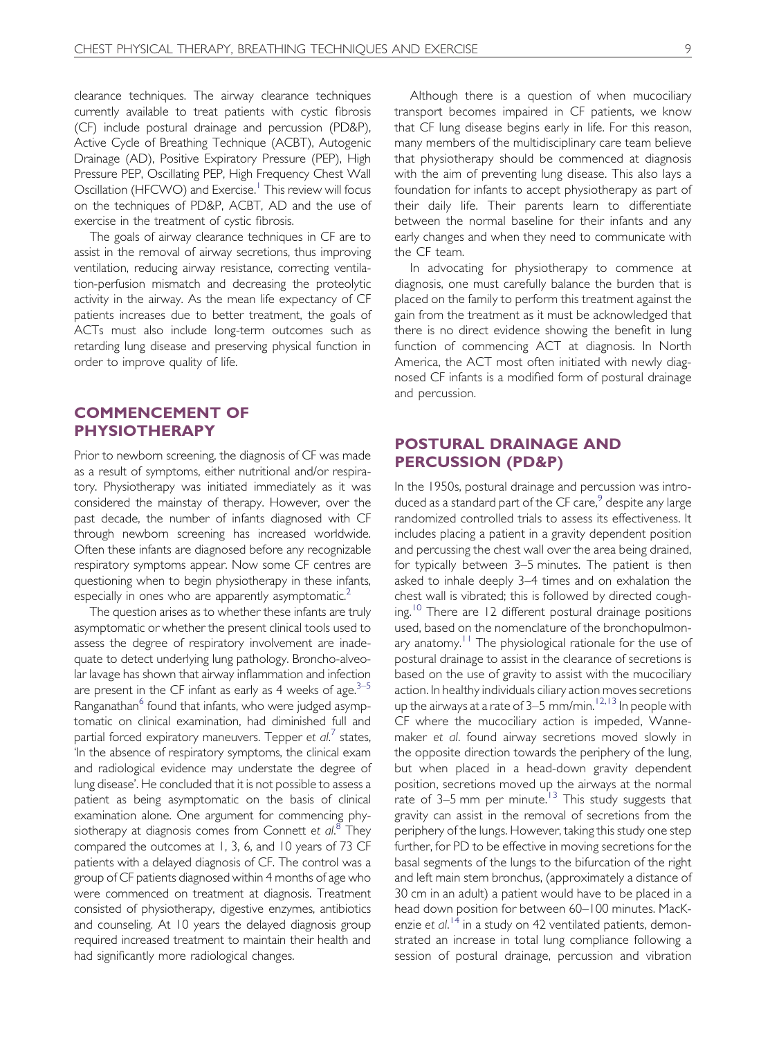clearance techniques. The airway clearance techniques currently available to treat patients with cystic fibrosis (CF) include postural drainage and percussion (PD&P), Active Cycle of Breathing Technique (ACBT), Autogenic Drainage (AD), Positive Expiratory Pressure (PEP), High Pressure PEP, Oscillating PEP, High Frequency Chest Wall Oscillation (HFCWO) and Exercise.[1] This review will focus on the techniques of PD&P, ACBT, AD and the use of exercise in the treatment of cystic fibrosis.

The goals of airway clearance techniques in CF are to assist in the removal of airway secretions, thus improving ventilation, reducing airway resistance, correcting ventilation-perfusion mismatch and decreasing the proteolytic activity in the airway. As the mean life expectancy of CF patients increases due to better treatment, the goals of ACTs must also include long-term outcomes such as retarding lung disease and preserving physical function in order to improve quality of life.

## COMMENCEMENT OF PHYSIOTHERAPY

Prior to newborn screening, the diagnosis of CF was made as a result of symptoms, either nutritional and/or respiratory. Physiotherapy was initiated immediately as it was considered the mainstay of therapy. However, over the past decade, the number of infants diagnosed with CF through newborn screening has increased worldwide. Often these infants are diagnosed before any recognizable respiratory symptoms appear. Now some CF centres are questioning when to begin physiotherapy in these infants, especially in ones who are apparently asymptomatic.[2]

The question arises as to whether these infants are truly asymptomatic or whether the present clinical tools used to assess the degree of respiratory involvement are inadequate to detect underlying lung pathology. Broncho-alveolar lavage has shown that airway inflammation and infection are present in the CF infant as early as 4 weeks of age.[3–5] Ranganathan[6] found that infants, who were judged asymptomatic on clinical examination, had diminished full and partial forced expiratory maneuvers. Tepper *et al.*[7] states, 'In the absence of respiratory symptoms, the clinical exam and radiological evidence may understate the degree of lung disease'. He concluded that it is not possible to assess a patient as being asymptomatic on the basis of clinical examination alone. One argument for commencing physiotherapy at diagnosis comes from Connett *et al.*[8] They compared the outcomes at 1, 3, 6, and 10 years of 73 CF patients with a delayed diagnosis of CF. The control was a group of CF patients diagnosed within 4 months of age who were commenced on treatment at diagnosis. Treatment consisted of physiotherapy, digestive enzymes, antibiotics and counseling. At 10 years the delayed diagnosis group required increased treatment to maintain their health and had significantly more radiological changes.

Although there is a question of when mucociliary transport becomes impaired in CF patients, we know that CF lung disease begins early in life. For this reason, many members of the multidisciplinary care team believe that physiotherapy should be commenced at diagnosis with the aim of preventing lung disease. This also lays a foundation for infants to accept physiotherapy as part of their daily life. Their parents learn to differentiate between the normal baseline for their infants and any early changes and when they need to communicate with the CF team.

In advocating for physiotherapy to commence at diagnosis, one must carefully balance the burden that is placed on the family to perform this treatment against the gain from the treatment as it must be acknowledged that there is no direct evidence showing the benefit in lung function of commencing ACT at diagnosis. In North America, the ACT most often initiated with newly diagnosed CF infants is a modified form of postural drainage and percussion.

## POSTURAL DRAINAGE AND PERCUSSION (PD&P)

In the 1950s, postural drainage and percussion was introduced as a standard part of the CF care,[9] despite any large randomized controlled trials to assess its effectiveness. It includes placing a patient in a gravity dependent position and percussing the chest wall over the area being drained, for typically between 3–5 minutes. The patient is then asked to inhale deeply 3–4 times and on exhalation the chest wall is vibrated; this is followed by directed coughing.[10] There are 12 different postural drainage positions used, based on the nomenclature of the bronchopulmonary anatomy.[11] The physiological rationale for the use of postural drainage to assist in the clearance of secretions is based on the use of gravity to assist with the mucociliary action. In healthy individuals ciliary action moves secretions up the airways at a rate of 3–5 mm/min.[12,13] In people with CF where the mucociliary action is impeded, Wannemaker *et al.* found airway secretions moved slowly in the opposite direction towards the periphery of the lung, but when placed in a head-down gravity dependent position, secretions moved up the airways at the normal rate of 3–5 mm per minute.[13] This study suggests that gravity can assist in the removal of secretions from the periphery of the lungs. However, taking this study one step further, for PD to be effective in moving secretions for the basal segments of the lungs to the bifurcation of the right and left main stem bronchus, (approximately a distance of 30 cm in an adult) a patient would have to be placed in a head down position for between 60–100 minutes. MacKenzie *et al.*[14] in a study on 42 ventilated patients, demonstrated an increase in total lung compliance following a session of postural drainage, percussion and vibration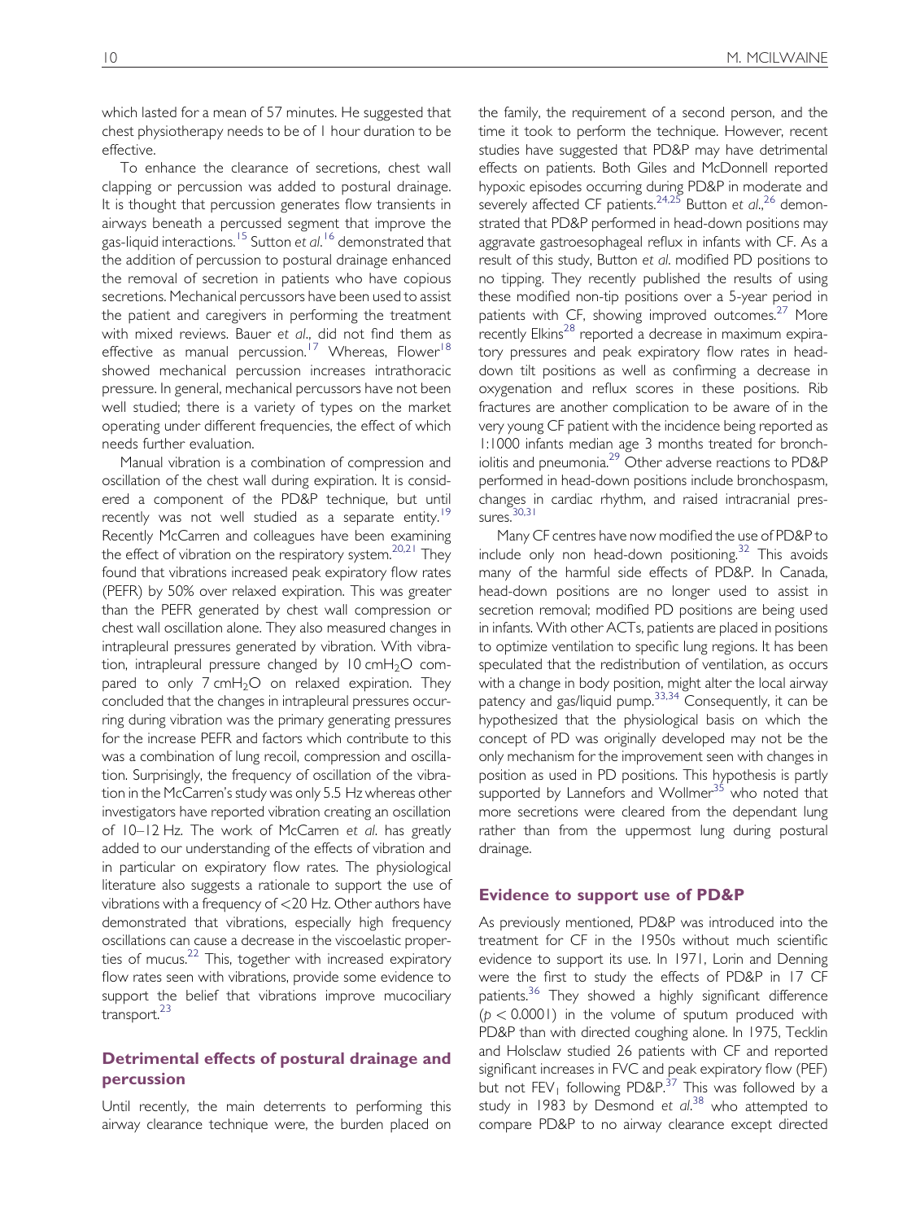which lasted for a mean of 57 minutes. He suggested that chest physiotherapy needs to be of 1 hour duration to be effective.

To enhance the clearance of secretions, chest wall clapping or percussion was added to postural drainage. It is thought that percussion generates flow transients in airways beneath a percussed segment that improve the gas-liquid interactions.[15] Sutton *et al.*[16] demonstrated that the addition of percussion to postural drainage enhanced the removal of secretion in patients who have copious secretions. Mechanical percussors have been used to assist the patient and caregivers in performing the treatment with mixed reviews. Bauer *et al.*, did not find them as effective as manual percussion.[17] Whereas, Flower[18] showed mechanical percussion increases intrathoracic pressure. In general, mechanical percussors have not been well studied; there is a variety of types on the market operating under different frequencies, the effect of which needs further evaluation.

Manual vibration is a combination of compression and oscillation of the chest wall during expiration. It is considered a component of the PD&P technique, but until recently was not well studied as a separate entity.[19] Recently McCarren and colleagues have been examining the effect of vibration on the respiratory system.[20,21] They found that vibrations increased peak expiratory flow rates (PEFR) by 50% over relaxed expiration. This was greater than the PEFR generated by chest wall compression or chest wall oscillation alone. They also measured changes in intrapleural pressures generated by vibration. With vibration, intrapleural pressure changed by 10 cm$H_2O$ compared to only 7 cm$H_2O$ on relaxed expiration. They concluded that the changes in intrapleural pressures occurring during vibration was the primary generating pressures for the increase PEFR and factors which contribute to this was a combination of lung recoil, compression and oscillation. Surprisingly, the frequency of oscillation of the vibration in the McCarren's study was only 5.5 Hz whereas other investigators have reported vibration creating an oscillation of 10–12 Hz. The work of McCarren *et al.* has greatly added to our understanding of the effects of vibration and in particular on expiratory flow rates. The physiological literature also suggests a rationale to support the use of vibrations with a frequency of <20 Hz. Other authors have demonstrated that vibrations, especially high frequency oscillations can cause a decrease in the viscoelastic properties of mucus.[22] This, together with increased expiratory flow rates seen with vibrations, provide some evidence to support the belief that vibrations improve mucociliary transport.[23]

## Detrimental effects of postural drainage and percussion

Until recently, the main deterrents to performing this airway clearance technique were, the burden placed on the family, the requirement of a second person, and the time it took to perform the technique. However, recent studies have suggested that PD&P may have detrimental effects on patients. Both Giles and McDonnell reported hypoxic episodes occurring during PD&P in moderate and severely affected CF patients.[24,25] Button *et al.*,[26] demonstrated that PD&P performed in head-down positions may aggravate gastroesophageal reflux in infants with CF. As a result of this study, Button *et al.* modified PD positions to no tipping. They recently published the results of using these modified non-tip positions over a 5-year period in patients with CF, showing improved outcomes.[27] More recently Elkins[28] reported a decrease in maximum expiratory pressures and peak expiratory flow rates in head-down tilt positions as well as confirming a decrease in oxygenation and reflux scores in these positions. Rib fractures are another complication to be aware of in the very young CF patient with the incidence being reported as 1:1000 infants median age 3 months treated for bronchiolitis and pneumonia.[29] Other adverse reactions to PD&P performed in head-down positions include bronchospasm, changes in cardiac rhythm, and raised intracranial pressures.[30,31]

Many CF centres have now modified the use of PD&P to include only non head-down positioning.[32] This avoids many of the harmful side effects of PD&P. In Canada, head-down positions are no longer used to assist in secretion removal; modified PD positions are being used in infants. With other ACTs, patients are placed in positions to optimize ventilation to specific lung regions. It has been speculated that the redistribution of ventilation, as occurs with a change in body position, might alter the local airway patency and gas/liquid pump.[33,34] Consequently, it can be hypothesized that the physiological basis on which the concept of PD was originally developed may not be the only mechanism for the improvement seen with changes in position as used in PD positions. This hypothesis is partly supported by Lannefors and Wollmer[35] who noted that more secretions were cleared from the dependant lung rather than from the uppermost lung during postural drainage.

## Evidence to support use of PD&P

As previously mentioned, PD&P was introduced into the treatment for CF in the 1950s without much scientific evidence to support its use. In 1971, Lorin and Denning were the first to study the effects of PD&P in 17 CF patients.[36] They showed a highly significant difference ($p < 0.0001$) in the volume of sputum produced with PD&P than with directed coughing alone. In 1975, Tecklin and Holsclaw studied 26 patients with CF and reported significant increases in FVC and peak expiratory flow (PEF) but not $FEV_1$ following PD&P.[37] This was followed by a study in 1983 by Desmond *et al.*[38] who attempted to compare PD&P to no airway clearance except directed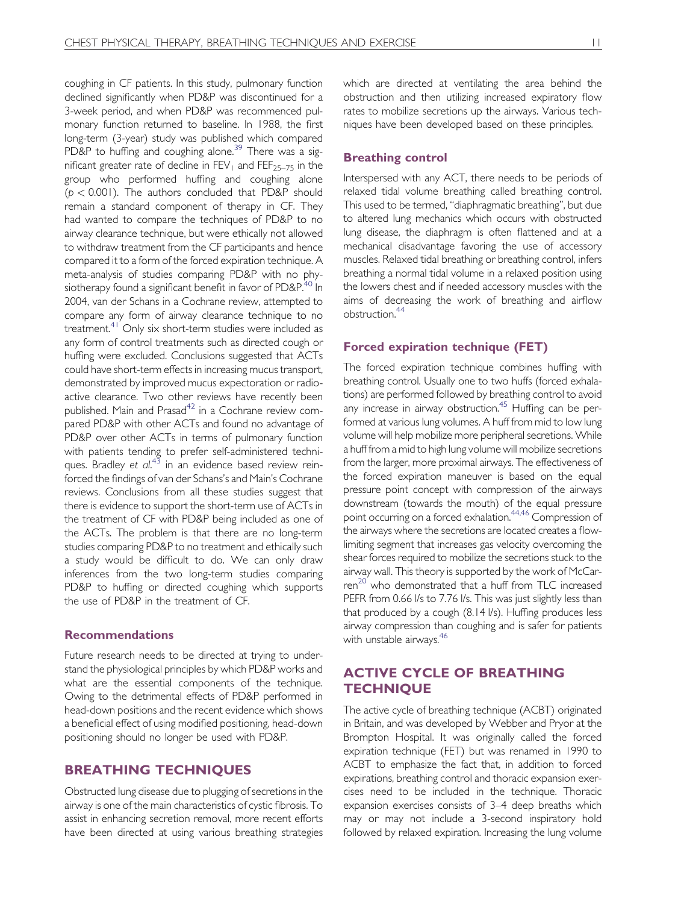coughing in CF patients. In this study, pulmonary function declined significantly when PD&P was discontinued for a 3-week period, and when PD&P was recommenced pulmonary function returned to baseline. In 1988, the first long-term (3-year) study was published which compared PD&P to huffing and coughing alone.[39] There was a significant greater rate of decline in $FEV_1$ and $FEF_{25-75}$ in the group who performed huffing and coughing alone ($p < 0.001$). The authors concluded that PD&P should remain a standard component of therapy in CF. They had wanted to compare the techniques of PD&P to no airway clearance technique, but were ethically not allowed to withdraw treatment from the CF participants and hence compared it to a form of the forced expiration technique. A meta-analysis of studies comparing PD&P with no physiotherapy found a significant benefit in favor of PD&P.[40] In 2004, van der Schans in a Cochrane review, attempted to compare any form of airway clearance technique to no treatment.[41] Only six short-term studies were included as any form of control treatments such as directed cough or huffing were excluded. Conclusions suggested that ACTs could have short-term effects in increasing mucus transport, demonstrated by improved mucus expectoration or radioactive clearance. Two other reviews have recently been published. Main and Prasad[42] in a Cochrane review compared PD&P with other ACTs and found no advantage of PD&P over other ACTs in terms of pulmonary function with patients tending to prefer self-administered techniques. Bradley *et al.*[43] in an evidence based review reinforced the findings of van der Schans's and Main's Cochrane reviews. Conclusions from all these studies suggest that there is evidence to support the short-term use of ACTs in the treatment of CF with PD&P being included as one of the ACTs. The problem is that there are no long-term studies comparing PD&P to no treatment and ethically such a study would be difficult to do. We can only draw inferences from the two long-term studies comparing PD&P to huffing or directed coughing which supports the use of PD&P in the treatment of CF.

### Recommendations

Future research needs to be directed at trying to understand the physiological principles by which PD&P works and what are the essential components of the technique. Owing to the detrimental effects of PD&P performed in head-down positions and the recent evidence which shows a beneficial effect of using modified positioning, head-down positioning should no longer be used with PD&P.

## BREATHING TECHNIQUES

Obstructed lung disease due to plugging of secretions in the airway is one of the main characteristics of cystic fibrosis. To assist in enhancing secretion removal, more recent efforts have been directed at using various breathing strategies which are directed at ventilating the area behind the obstruction and then utilizing increased expiratory flow rates to mobilize secretions up the airways. Various techniques have been developed based on these principles.

### Breathing control

Interspersed with any ACT, there needs to be periods of relaxed tidal volume breathing called breathing control. This used to be termed, "diaphragmatic breathing", but due to altered lung mechanics which occurs with obstructed lung disease, the diaphragm is often flattened and at a mechanical disadvantage favoring the use of accessory muscles. Relaxed tidal breathing or breathing control, infers breathing a normal tidal volume in a relaxed position using the lowers chest and if needed accessory muscles with the aims of decreasing the work of breathing and airflow obstruction.[44]

### Forced expiration technique (FET)

The forced expiration technique combines huffing with breathing control. Usually one to two huffs (forced exhalations) are performed followed by breathing control to avoid any increase in airway obstruction.[45] Huffing can be performed at various lung volumes. A huff from mid to low lung volume will help mobilize more peripheral secretions. While a huff from a mid to high lung volume will mobilize secretions from the larger, more proximal airways. The effectiveness of the forced expiration maneuver is based on the equal pressure point concept with compression of the airways downstream (towards the mouth) of the equal pressure point occurring on a forced exhalation.[44,46] Compression of the airways where the secretions are located creates a flow-limiting segment that increases gas velocity overcoming the shear forces required to mobilize the secretions stuck to the airway wall. This theory is supported by the work of McCarren[20] who demonstrated that a huff from TLC increased PEFR from 0.66 l/s to 7.76 l/s. This was just slightly less than that produced by a cough (8.14 l/s). Huffing produces less airway compression than coughing and is safer for patients with unstable airways.[46]

## ACTIVE CYCLE OF BREATHING TECHNIQUE

The active cycle of breathing technique (ACBT) originated in Britain, and was developed by Webber and Pryor at the Brompton Hospital. It was originally called the forced expiration technique (FET) but was renamed in 1990 to ACBT to emphasize the fact that, in addition to forced expirations, breathing control and thoracic expansion exercises need to be included in the technique. Thoracic expansion exercises consists of 3–4 deep breaths which may or may not include a 3-second inspiratory hold followed by relaxed expiration. Increasing the lung volume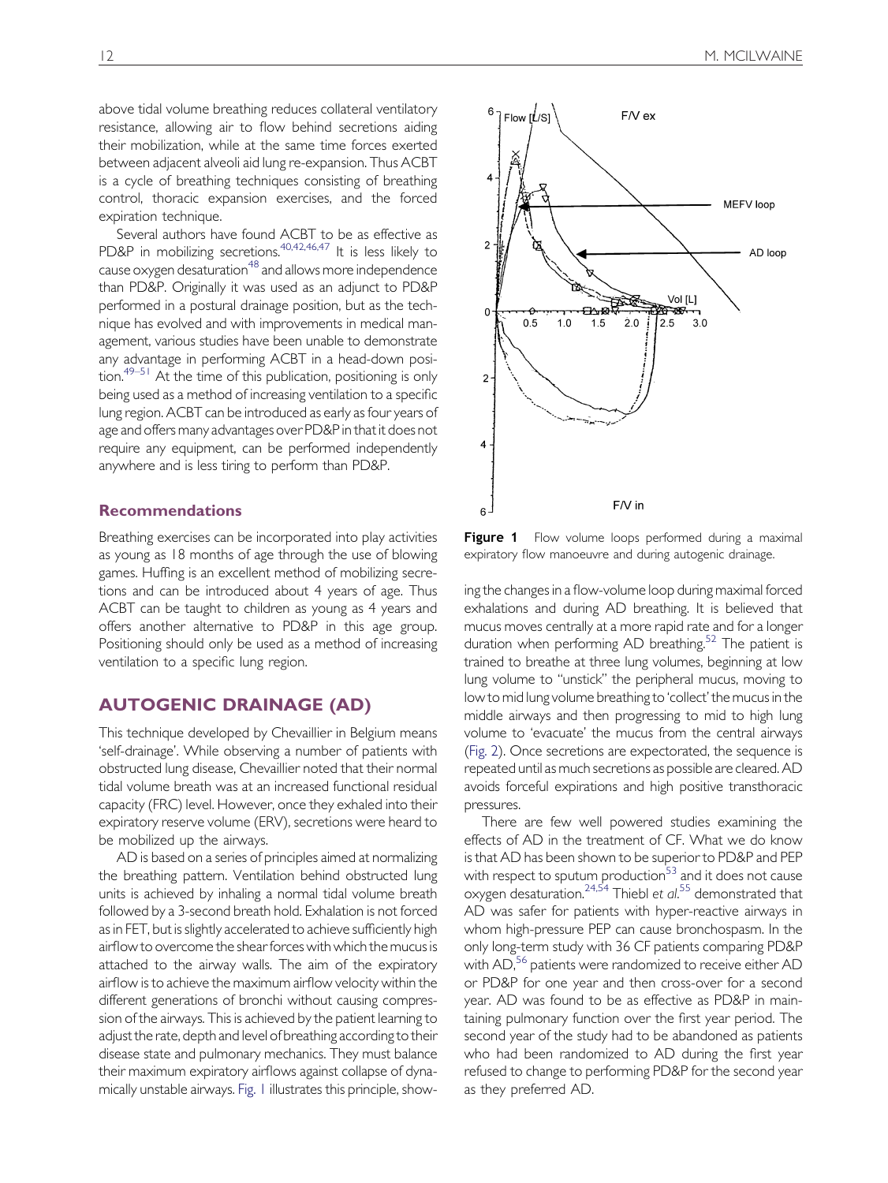above tidal volume breathing reduces collateral ventilatory resistance, allowing air to flow behind secretions aiding their mobilization, while at the same time forces exerted between adjacent alveoli aid lung re-expansion. Thus ACBT is a cycle of breathing techniques consisting of breathing control, thoracic expansion exercises, and the forced expiration technique.

Several authors have found ACBT to be as effective as PD&P in mobilizing secretions.[40,42,46,47] It is less likely to cause oxygen desaturation[48] and allows more independence than PD&P. Originally it was used as an adjunct to PD&P performed in a postural drainage position, but as the technique has evolved and with improvements in medical management, various studies have been unable to demonstrate any advantage in performing ACBT in a head-down position.[49–51] At the time of this publication, positioning is only being used as a method of increasing ventilation to a specific lung region. ACBT can be introduced as early as four years of age and offers many advantages over PD&P in that it does not require any equipment, can be performed independently anywhere and is less tiring to perform than PD&P.

### Recommendations

Breathing exercises can be incorporated into play activities as young as 18 months of age through the use of blowing games. Huffing is an excellent method of mobilizing secretions and can be introduced about 4 years of age. Thus ACBT can be taught to children as young as 4 years and offers another alternative to PD&P in this age group. Positioning should only be used as a method of increasing ventilation to a specific lung region.

## AUTOGENIC DRAINAGE (AD)

This technique developed by Chevaillier in Belgium means 'self-drainage'. While observing a number of patients with obstructed lung disease, Chevaillier noted that their normal tidal volume breath was at an increased functional residual capacity (FRC) level. However, once they exhaled into their expiratory reserve volume (ERV), secretions were heard to be mobilized up the airways.

AD is based on a series of principles aimed at normalizing the breathing pattern. Ventilation behind obstructed lung units is achieved by inhaling a normal tidal volume breath followed by a 3-second breath hold. Exhalation is not forced as in FET, but is slightly accelerated to achieve sufficiently high airflow to overcome the shear forces with which the mucus is attached to the airway walls. The aim of the expiratory airflow is to achieve the maximum airflow velocity within the different generations of bronchi without causing compression of the airways. This is achieved by the patient learning to adjust the rate, depth and level of breathing according to their disease state and pulmonary mechanics. They must balance their maximum expiratory airflows against collapse of dynamically unstable airways. Fig. 1 illustrates this principle, showing the changes in a flow-volume loop during maximal forced exhalations and during AD breathing. It is believed that mucus moves centrally at a more rapid rate and for a longer duration when performing AD breathing.[52] The patient is trained to breathe at three lung volumes, beginning at low lung volume to "unstick" the peripheral mucus, moving to low to mid lung volume breathing to 'collect' the mucus in the middle airways and then progressing to mid to high lung volume to 'evacuate' the mucus from the central airways (Fig. 2). Once secretions are expectorated, the sequence is repeated until as much secretions as possible are cleared. AD avoids forceful expirations and high positive transthoracic pressures.

**Figure 1** Flow volume loops performed during a maximal expiratory flow manoeuvre and during autogenic drainage.

There are few well powered studies examining the effects of AD in the treatment of CF. What we do know is that AD has been shown to be superior to PD&P and PEP with respect to sputum production[53] and it does not cause oxygen desaturation.[24,54] Thiebl *et al*.[55] demonstrated that AD was safer for patients with hyper-reactive airways in whom high-pressure PEP can cause bronchospasm. In the only long-term study with 36 CF patients comparing PD&P with AD,[56] patients were randomized to receive either AD or PD&P for one year and then cross-over for a second year. AD was found to be as effective as PD&P in maintaining pulmonary function over the first year period. The second year of the study had to be abandoned as patients who had been randomized to AD during the first year refused to change to performing PD&P for the second year as they preferred AD.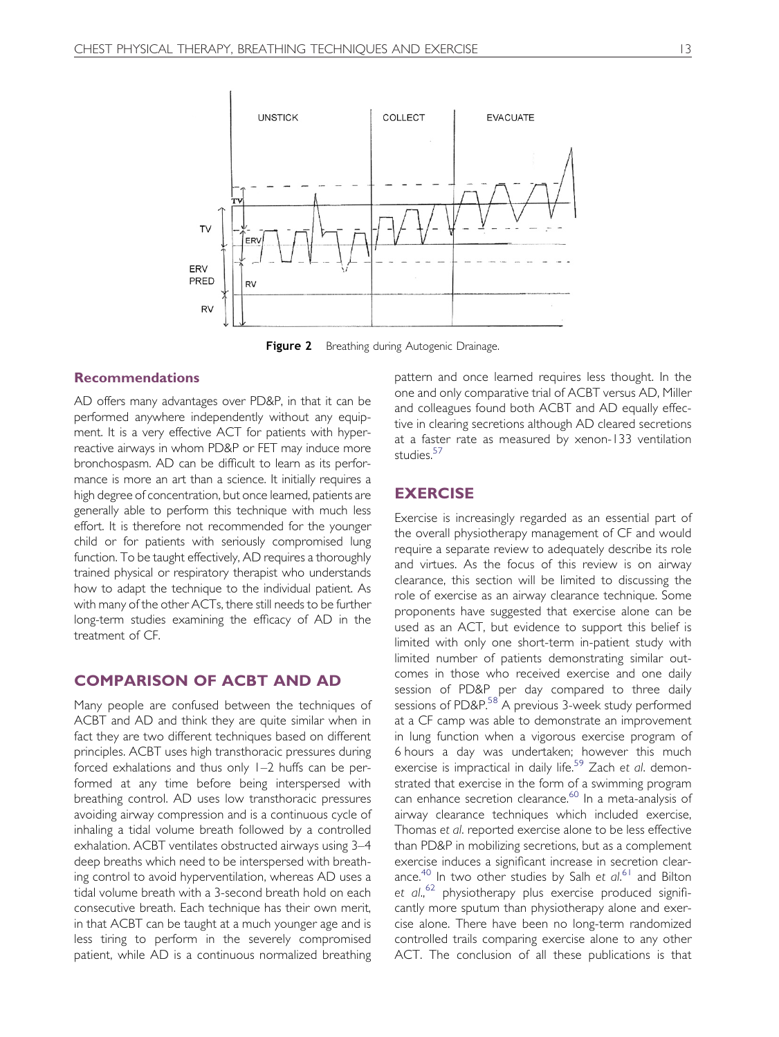Figure 2 Breathing during Autogenic Drainage.

### Recommendations

AD offers many advantages over PD&P, in that it can be performed anywhere independently without any equipment. It is a very effective ACT for patients with hyperreactive airways in whom PD&P or FET may induce more bronchospasm. AD can be difficult to learn as its performance is more an art than a science. It initially requires a high degree of concentration, but once learned, patients are generally able to perform this technique with much less effort. It is therefore not recommended for the younger child or for patients with seriously compromised lung function. To be taught effectively, AD requires a thoroughly trained physical or respiratory therapist who understands how to adapt the technique to the individual patient. As with many of the other ACTs, there still needs to be further long-term studies examining the efficacy of AD in the treatment of CF.

## COMPARISON OF ACBT AND AD

Many people are confused between the techniques of ACBT and AD and think they are quite similar when in fact they are two different techniques based on different principles. ACBT uses high transthoracic pressures during forced exhalations and thus only 1–2 huffs can be performed at any time before being interspersed with breathing control. AD uses low transthoracic pressures avoiding airway compression and is a continuous cycle of inhaling a tidal volume breath followed by a controlled exhalation. ACBT ventilates obstructed airways using 3–4 deep breaths which need to be interspersed with breathing control to avoid hyperventilation, whereas AD uses a tidal volume breath with a 3-second breath hold on each consecutive breath. Each technique has their own merit, in that ACBT can be taught at a much younger age and is less tiring to perform in the severely compromised patient, while AD is a continuous normalized breathing pattern and once learned requires less thought. In the one and only comparative trial of ACBT versus AD, Miller and colleagues found both ACBT and AD equally effective in clearing secretions although AD cleared secretions at a faster rate as measured by xenon-133 ventilation studies.[57]

## EXERCISE

Exercise is increasingly regarded as an essential part of the overall physiotherapy management of CF and would require a separate review to adequately describe its role and virtues. As the focus of this review is on airway clearance, this section will be limited to discussing the role of exercise as an airway clearance technique. Some proponents have suggested that exercise alone can be used as an ACT, but evidence to support this belief is limited with only one short-term in-patient study with limited number of patients demonstrating similar outcomes in those who received exercise and one daily session of PD&P per day compared to three daily sessions of PD&P.[58] A previous 3-week study performed at a CF camp was able to demonstrate an improvement in lung function when a vigorous exercise program of 6 hours a day was undertaken; however this much exercise is impractical in daily life.[59] Zach *et al*. demonstrated that exercise in the form of a swimming program can enhance secretion clearance.[60] In a meta-analysis of airway clearance techniques which included exercise, Thomas *et al*. reported exercise alone to be less effective than PD&P in mobilizing secretions, but as a complement exercise induces a significant increase in secretion clearance.[40] In two other studies by Salh *et al*.[61] and Bilton *et al*.,[62] physiotherapy plus exercise produced significantly more sputum than physiotherapy alone and exercise alone. There have been no long-term randomized controlled trails comparing exercise alone to any other ACT. The conclusion of all these publications is that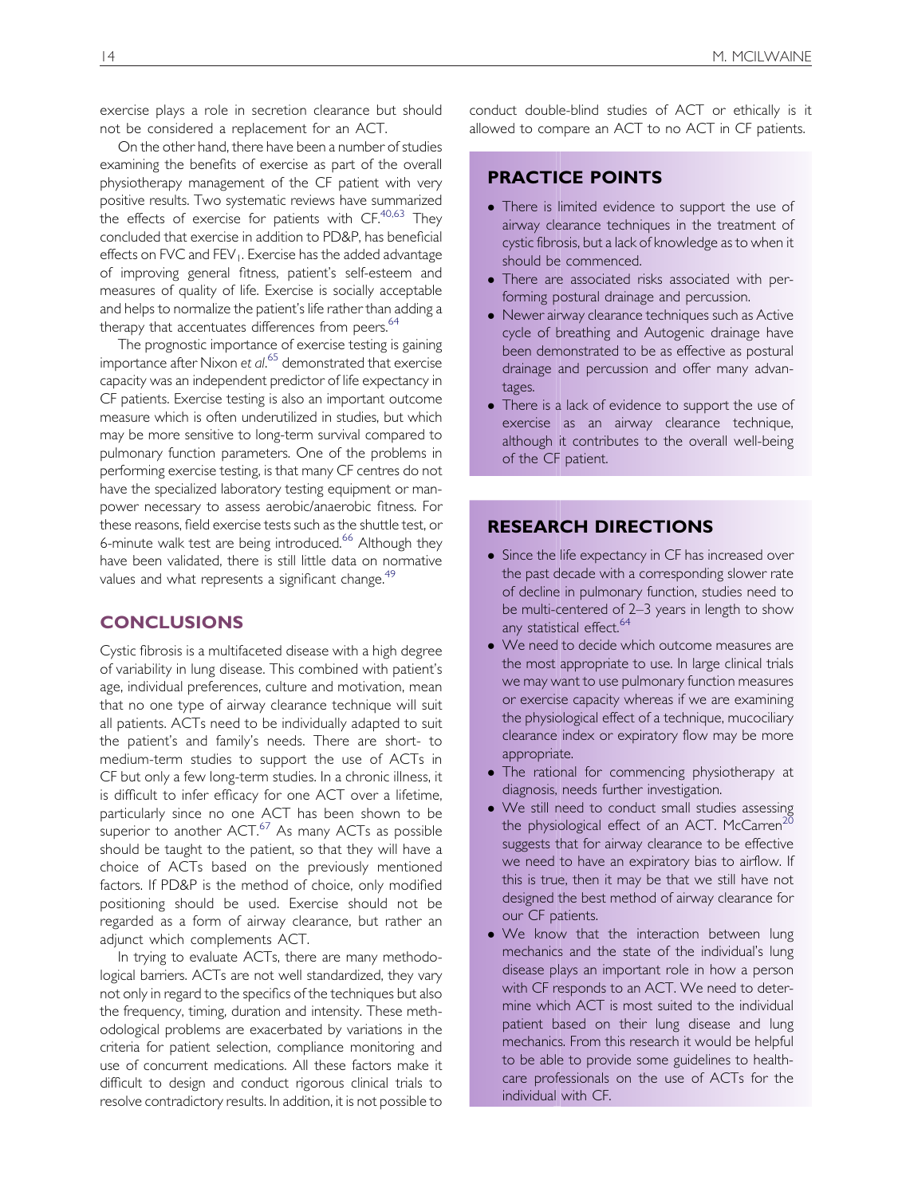exercise plays a role in secretion clearance but should not be considered a replacement for an ACT.

On the other hand, there have been a number of studies examining the benefits of exercise as part of the overall physiotherapy management of the CF patient with very positive results. Two systematic reviews have summarized the effects of exercise for patients with CF.[40,63] They concluded that exercise in addition to PD&P, has beneficial effects on FVC and $FEV_1$. Exercise has the added advantage of improving general fitness, patient's self-esteem and measures of quality of life. Exercise is socially acceptable and helps to normalize the patient's life rather than adding a therapy that accentuates differences from peers.[64]

The prognostic importance of exercise testing is gaining importance after Nixon *et al*.[65] demonstrated that exercise capacity was an independent predictor of life expectancy in CF patients. Exercise testing is also an important outcome measure which is often underutilized in studies, but which may be more sensitive to long-term survival compared to pulmonary function parameters. One of the problems in performing exercise testing, is that many CF centres do not have the specialized laboratory testing equipment or manpower necessary to assess aerobic/anaerobic fitness. For these reasons, field exercise tests such as the shuttle test, or 6-minute walk test are being introduced.[66] Although they have been validated, there is still little data on normative values and what represents a significant change.[49]

## CONCLUSIONS

Cystic fibrosis is a multifaceted disease with a high degree of variability in lung disease. This combined with patient's age, individual preferences, culture and motivation, mean that no one type of airway clearance technique will suit all patients. ACTs need to be individually adapted to suit the patient's and family's needs. There are short- to medium-term studies to support the use of ACTs in CF but only a few long-term studies. In a chronic illness, it is difficult to infer efficacy for one ACT over a lifetime, particularly since no one ACT has been shown to be superior to another ACT.[67] As many ACTs as possible should be taught to the patient, so that they will have a choice of ACTs based on the previously mentioned factors. If PD&P is the method of choice, only modified positioning should be used. Exercise should not be regarded as a form of airway clearance, but rather an adjunct which complements ACT.

In trying to evaluate ACTs, there are many methodological barriers. ACTs are not well standardized, they vary not only in regard to the specifics of the techniques but also the frequency, timing, duration and intensity. These methodological problems are exacerbated by variations in the criteria for patient selection, compliance monitoring and use of concurrent medications. All these factors make it difficult to design and conduct rigorous clinical trials to resolve contradictory results. In addition, it is not possible to conduct double-blind studies of ACT or ethically is it allowed to compare an ACT to no ACT in CF patients.

## PRACTICE POINTS

- There is limited evidence to support the use of airway clearance techniques in the treatment of cystic fibrosis, but a lack of knowledge as to when it should be commenced.
- There are associated risks associated with performing postural drainage and percussion.
- Newer airway clearance techniques such as Active cycle of breathing and Autogenic drainage have been demonstrated to be as effective as postural drainage and percussion and offer many advantages.
- There is a lack of evidence to support the use of exercise as an airway clearance technique, although it contributes to the overall well-being of the CF patient.

## RESEARCH DIRECTIONS

- Since the life expectancy in CF has increased over the past decade with a corresponding slower rate of decline in pulmonary function, studies need to be multi-centered of 2–3 years in length to show any statistical effect.[64]
- We need to decide which outcome measures are the most appropriate to use. In large clinical trials we may want to use pulmonary function measures or exercise capacity whereas if we are examining the physiological effect of a technique, mucociliary clearance index or expiratory flow may be more appropriate.
- The rational for commencing physiotherapy at diagnosis, needs further investigation.
- We still need to conduct small studies assessing the physiological effect of an ACT. McCarren[20] suggests that for airway clearance to be effective we need to have an expiratory bias to airflow. If this is true, then it may be that we still have not designed the best method of airway clearance for our CF patients.
- We know that the interaction between lung mechanics and the state of the individual's lung disease plays an important role in how a person with CF responds to an ACT. We need to determine which ACT is most suited to the individual patient based on their lung disease and lung mechanics. From this research it would be helpful to be able to provide some guidelines to health-care professionals on the use of ACTs for the individual with CF.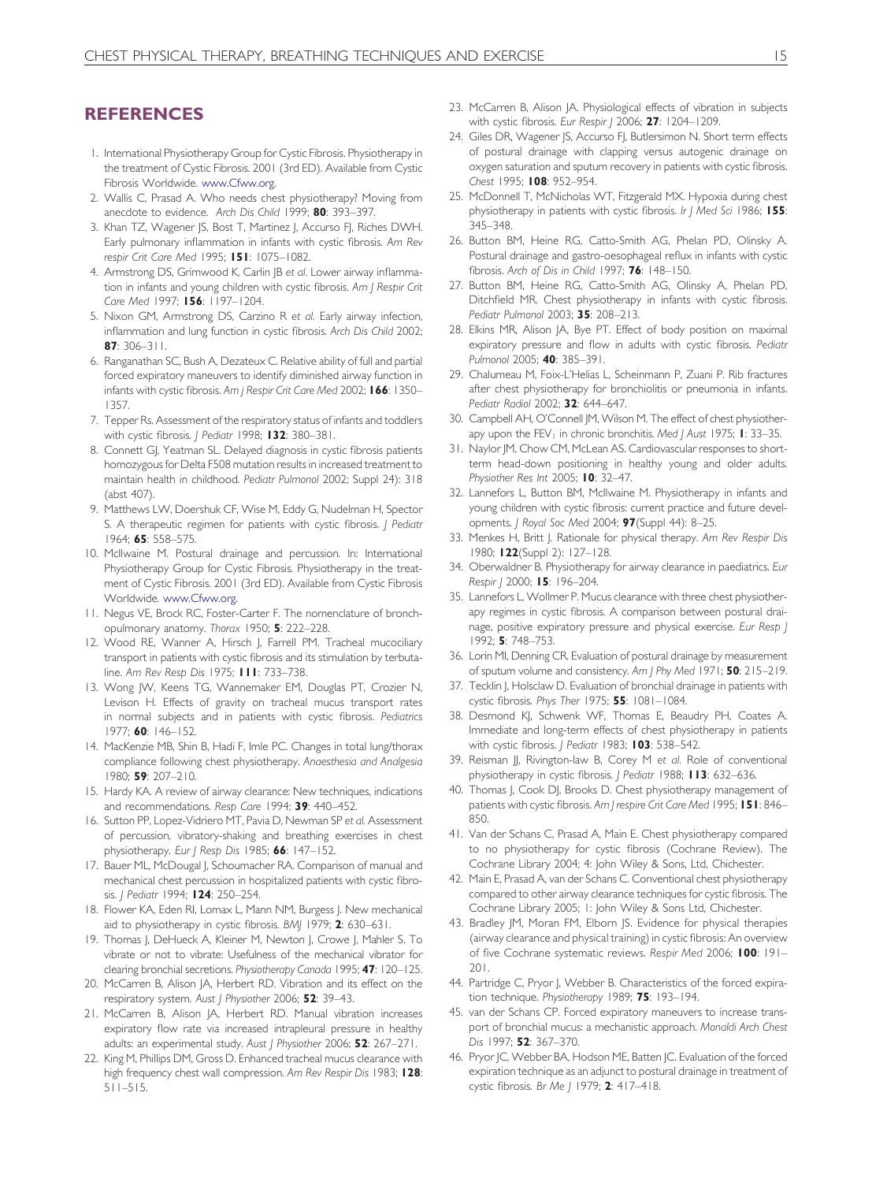## REFERENCES

1. International Physiotherapy Group for Cystic Fibrosis. Physiotherapy in the treatment of Cystic Fibrosis. 2001 (3rd ED). Available from Cystic Fibrosis Worldwide. www.Cfww.org.
2. Wallis C, Prasad A. Who needs chest physiotherapy? Moving from anecdote to evidence. *Arch Dis Child* 1999; **80**: 393–397.
3. Khan TZ, Wagener JS, Bost T, Martinez J, Accurso FJ, Riches DWH. Early pulmonary inflammation in infants with cystic fibrosis. *Am Rev respir Crit Care Med* 1995; **151**: 1075–1082.
4. Armstrong DS, Grimwood K, Carlin JB *et al.* Lower airway inflammation in infants and young children with cystic fibrosis. *Am J Respir Crit Care Med* 1997; **156**: 1197–1204.
5. Nixon GM, Armstrong DS, Carzino R *et al.* Early airway infection, inflammation and lung function in cystic fibrosis. *Arch Dis Child* 2002; **87**: 306–311.
6. Ranganathan SC, Bush A, Dezateux C. Relative ability of full and partial forced expiratory maneuvers to identify diminished airway function in infants with cystic fibrosis. *Am j Respir Crit Care Med* 2002; **166**: 1350–1357.
7. Tepper Rs. Assessment of the respiratory status of infants and toddlers with cystic fibrosis. *J Pediatr* 1998; **132**: 380–381.
8. Connett GJ, Yeatman SL. Delayed diagnosis in cystic fibrosis patients homozygous for Delta F508 mutation results in increased treatment to maintain health in childhood. *Pediatr Pulmonol* 2002; Suppl 24): 318 (abst 407).
9. Matthews LW, Doershuk CF, Wise M, Eddy G, Nudelman H, Spector S. A therapeutic regimen for patients with cystic fibrosis. *J Pediatr* 1964; **65**: 558–575.
10. McIlwaine M. Postural drainage and percussion. In: International Physiotherapy Group for Cystic Fibrosis. Physiotherapy in the treatment of Cystic Fibrosis. 2001 (3rd ED). Available from Cystic Fibrosis Worldwide. www.Cfww.org.
11. Negus VE, Brock RC, Foster-Carter F. The nomenclature of bronchopulmonary anatomy. *Thorax* 1950; **5**: 222–228.
12. Wood RE, Wanner A, Hirsch J, Farrell PM. Tracheal mucociliary transport in patients with cystic fibrosis and its stimulation by terbutaline. *Am Rev Resp Dis* 1975; **111**: 733–738.
13. Wong JW, Keens TG, Wannemaker EM, Douglas PT, Crozier N, Levison H. Effects of gravity on tracheal mucus transport rates in normal subjects and in patients with cystic fibrosis. *Pediatrics* 1977; **60**: 146–152.
14. MacKenzie MB, Shin B, Hadi F, Imle PC. Changes in total lung/thorax compliance following chest physiotherapy. *Anaesthesia and Analgesia* 1980; **59**: 207–210.
15. Hardy KA. A review of airway clearance: New techniques, indications and recommendations. *Resp Care* 1994; **39**: 440–452.
16. Sutton PP, Lopez-Vidriero MT, Pavia D, Newman SP *et al.* Assessment of percussion, vibratory-shaking and breathing exercises in chest physiotherapy. *Eur J Resp Dis* 1985; **66**: 147–152.
17. Bauer ML, McDougal J, Schoumacher RA. Comparison of manual and mechanical chest percussion in hospitalized patients with cystic fibrosis. *J Pediatr* 1994; **124**: 250–254.
18. Flower KA, Eden RI, Lomax L, Mann NM, Burgess J. New mechanical aid to physiotherapy in cystic fibrosis. *BMJ* 1979; **2**: 630–631.
19. Thomas J, DeHueck A, Kleiner M, Newton J, Crowe J, Mahler S. To vibrate or not to vibrate: Usefulness of the mechanical vibrator for clearing bronchial secretions. *Physiotherapy Canada* 1995; **47**: 120–125.
20. McCarren B, Alison JA, Herbert RD. Vibration and its effect on the respiratory system. *Aust J Physiother* 2006; **52**: 39–43.
21. McCarren B, Alison JA, Herbert RD. Manual vibration increases expiratory flow rate via increased intrapleural pressure in healthy adults: an experimental study. *Aust J Physiother* 2006; **52**: 267–271.
22. King M, Phillips DM, Gross D. Enhanced tracheal mucus clearance with high frequency chest wall compression. *Am Rev Respir Dis* 1983; **128**: 511–515.
23. McCarren B, Alison JA. Physiological effects of vibration in subjects with cystic fibrosis. *Eur Respir J* 2006; **27**: 1204–1209.
24. Giles DR, Wagener JS, Accurso FJ, Butlersimon N. Short term effects of postural drainage with clapping versus autogenic drainage on oxygen saturation and sputum recovery in patients with cystic fibrosis. *Chest* 1995; **108**: 952–954.
25. McDonnell T, McNicholas WT, Fitzgerald MX. Hypoxia during chest physiotherapy in patients with cystic fibrosis. *Ir J Med Sci* 1986; **155**: 345–348.
26. Button BM, Heine RG, Catto-Smith AG, Phelan PD, Olinsky A. Postural drainage and gastro-oesophageal reflux in infants with cystic fibrosis. *Arch of Dis in Child* 1997; **76**: 148–150.
27. Button BM, Heine RG, Catto-Smith AG, Olinsky A, Phelan PD, Ditchfield MR. Chest physiotherapy in infants with cystic fibrosis. *Pediatr Pulmonol* 2003; **35**: 208–213.
28. Elkins MR, Alison JA, Bye PT. Effect of body position on maximal expiratory pressure and flow in adults with cystic fibrosis. *Pediatr Pulmonol* 2005; **40**: 385–391.
29. Chalumeau M, Foix-L'Helias L, Scheinmann P, Zuani P. Rib fractures after chest physiotherapy for bronchiolitis or pneumonia in infants. *Pediatr Radiol* 2002; **32**: 644–647.
30. Campbell AH, O'Connell JM, Wilson M. The effect of chest physiotherapy upon the $FEV_1$ in chronic bronchitis. *Med J Aust* 1975; **1**: 33–35.
31. Naylor JM, Chow CM, McLean AS. Cardiovascular responses to short-term head-down positioning in healthy young and older adults. *Physiother Res Int* 2005; **10**: 32–47.
32. Lannefors L, Button BM, McIlwaine M. Physiotherapy in infants and young children with cystic fibrosis: current practice and future developments. *J Royal Soc Med* 2004; **97**(Suppl 44): 8–25.
33. Menkes H, Britt J. Rationale for physical therapy. *Am Rev Respir Dis* 1980; **122**(Suppl 2): 127–128.
34. Oberwaldner B. Physiotherapy for airway clearance in paediatrics. *Eur Respir J* 2000; **15**: 196–204.
35. Lannefors L, Wollmer P. Mucus clearance with three chest physiotherapy regimes in cystic fibrosis. A comparison between postural drainage, positive expiratory pressure and physical exercise. *Eur Resp J* 1992; **5**: 748–753.
36. Lorin MI, Denning CR. Evaluation of postural drainage by measurement of sputum volume and consistency. *Am J Phy Med* 1971; **50**: 215–219.
37. Tecklin J, Holsclaw D. Evaluation of bronchial drainage in patients with cystic fibrosis. *Phys Ther* 1975; **55**: 1081–1084.
38. Desmond KJ, Schwenk WF, Thomas E, Beaudry PH, Coates A. Immediate and long-term effects of chest physiotherapy in patients with cystic fibrosis. *J Pediatr* 1983; **103**: 538–542.
39. Reisman JJ, Rivington-law B, Corey M *et al.* Role of conventional physiotherapy in cystic fibrosis. *J Pediatr* 1988; **113**: 632–636.
40. Thomas J, Cook DJ, Brooks D. Chest physiotherapy management of patients with cystic fibrosis. *Am J respire Crit Care Med* 1995; **151**: 846–850.
41. Van der Schans C, Prasad A, Main E. Chest physiotherapy compared to no physiotherapy for cystic fibrosis (Cochrane Review). The Cochrane Library 2004; 4: John Wiley & Sons, Ltd, Chichester.
42. Main E, Prasad A, van der Schans C. Conventional chest physiotherapy compared to other airway clearance techniques for cystic fibrosis. The Cochrane Library 2005; 1: John Wiley & Sons Ltd, Chichester.
43. Bradley JM, Moran FM, Elborn JS. Evidence for physical therapies (airway clearance and physical training) in cystic fibrosis: An overview of five Cochrane systematic reviews. *Respir Med* 2006; **100**: 191–201.
44. Partridge C, Pryor J, Webber B. Characteristics of the forced expiration technique. *Physiotherapy* 1989; **75**: 193–194.
45. van der Schans CP. Forced expiratory maneuvers to increase transport of bronchial mucus: a mechanistic approach. *Monaldi Arch Chest Dis* 1997; **52**: 367–370.
46. Pryor JC, Webber BA, Hodson ME, Batten JC. Evaluation of the forced expiration technique as an adjunct to postural drainage in treatment of cystic fibrosis. *Br Me J* 1979; **2**: 417–418.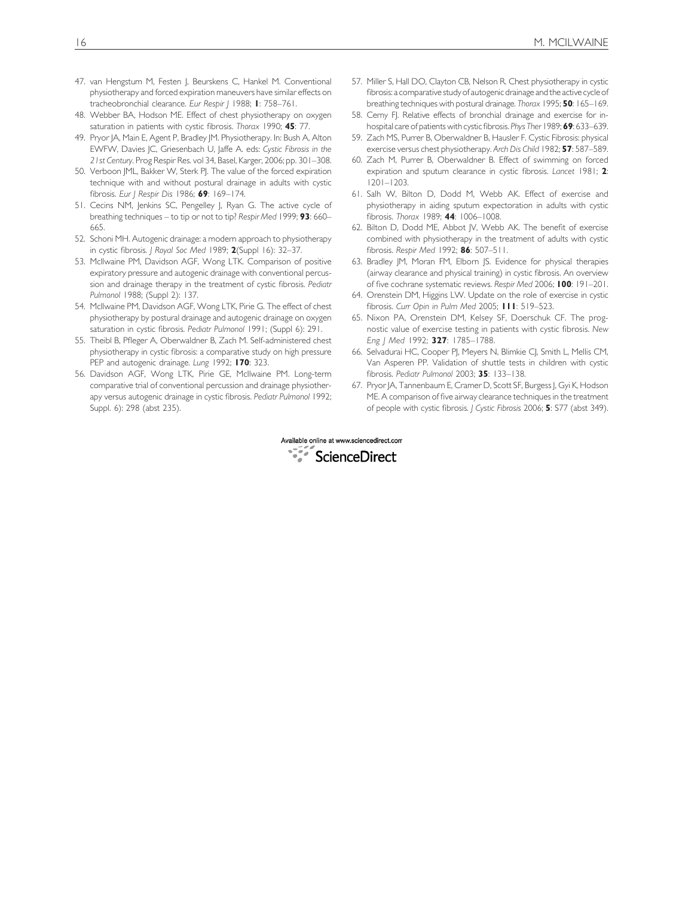47. van Hengstum M, Festen J, Beurskens C, Hankel M. Conventional physiotherapy and forced expiration maneuvers have similar effects on tracheobronchial clearance. *Eur Respir J* 1988; **1**: 758–761.
48. Webber BA, Hodson ME. Effect of chest physiotherapy on oxygen saturation in patients with cystic fibrosis. *Thorax* 1990; **45**: 77.
49. Pryor JA, Main E, Agent P, Bradley JM. Physiotherapy. In: Bush A, Alton EWFW, Davies JC, Griesenbach U, Jaffe A. eds: *Cystic Fibrosis in the 21st Century*. Prog Respir Res. vol 34, Basel, Karger, 2006; pp. 301–308.
50. Verboon JML, Bakker W, Sterk PJ. The value of the forced expiration technique with and without postural drainage in adults with cystic fibrosis. *Eur J Respir Dis* 1986; **69**: 169–174.
51. Cecins NM, Jenkins SC, Pengelley J, Ryan G. The active cycle of breathing techniques – to tip or not to tip? *Respir Med* 1999; **93**: 660–665.
52. Schoni MH. Autogenic drainage: a modern approach to physiotherapy in cystic fibrosis. *J Royal Soc Med* 1989; **2**(Suppl 16): 32–37.
53. McIlwaine PM, Davidson AGF, Wong LTK. Comparison of positive expiratory pressure and autogenic drainage with conventional percussion and drainage therapy in the treatment of cystic fibrosis. *Pediatr Pulmonol* 1988; (Suppl 2): 137.
54. McIlwaine PM, Davidson AGF, Wong LTK, Pirie G. The effect of chest physiotherapy by postural drainage and autogenic drainage on oxygen saturation in cystic fibrosis. *Pediatr Pulmonol* 1991; (Suppl 6): 291.
55. Theibl B, Pfleger A, Oberwaldner B, Zach M. Self-administered chest physiotherapy in cystic fibrosis: a comparative study on high pressure PEP and autogenic drainage. *Lung* 1992; **170**: 323.
56. Davidson AGF, Wong LTK, Pirie GE, McIlwaine PM. Long-term comparative trial of conventional percussion and drainage physiotherapy versus autogenic drainage in cystic fibrosis. *Pediatr Pulmonol* 1992; Suppl. 6): 298 (abst 235).
57. Miller S, Hall DO, Clayton CB, Nelson R. Chest physiotherapy in cystic fibrosis: a comparative study of autogenic drainage and the active cycle of breathing techniques with postural drainage. *Thorax* 1995; **50**: 165–169.
58. Cerny FJ. Relative effects of bronchial drainage and exercise for in-hospital care of patients with cystic fibrosis. *Phys Ther* 1989; **69**: 633–639.
59. Zach MS, Purrer B, Oberwaldner B, Hausler F. Cystic Fibrosis: physical exercise versus chest physiotherapy. *Arch Dis Child* 1982; **57**: 587–589.
60. Zach M, Purrer B, Oberwaldner B. Effect of swimming on forced expiration and sputum clearance in cystic fibrosis. *Lancet* 1981; **2**: 1201–1203.
61. Salh W, Bilton D, Dodd M, Webb AK. Effect of exercise and physiotherapy in aiding sputum expectoration in adults with cystic fibrosis. *Thorax* 1989; **44**: 1006–1008.
62. Bilton D, Dodd ME, Abbot JV, Webb AK. The benefit of exercise combined with physiotherapy in the treatment of adults with cystic fibrosis. *Respir Med* 1992; **86**: 507–511.
63. Bradley JM, Moran FM, Elborn JS. Evidence for physical therapies (airway clearance and physical training) in cystic fibrosis. An overview of five cochrane systematic reviews. *Respir Med* 2006; **100**: 191–201.
64. Orenstein DM, Higgins LW. Update on the role of exercise in cystic fibrosis. *Curr Opin in Pulm Med* 2005; **111**: 519–523.
65. Nixon PA, Orenstein DM, Kelsey SF, Doerschuk CF. The prognostic value of exercise testing in patients with cystic fibrosis. *New Eng J Med* 1992; **327**: 1785–1788.
66. Selvadurai HC, Cooper PJ, Meyers N, Blimkie CJ, Smith L, Mellis CM, Van Asperen PP. Validation of shuttle tests in children with cystic fibrosis. *Pediatr Pulmonol* 2003; **35**: 133–138.
67. Pryor JA, Tannenbaum E, Cramer D, Scott SF, Burgess J, Gyi K, Hodson ME. A comparison of five airway clearance techniques in the treatment of people with cystic fibrosis. *J Cystic Fibrosis* 2006; **5**: S77 (abst 349).

Available online at www.sciencedirect.com

ScienceDirect